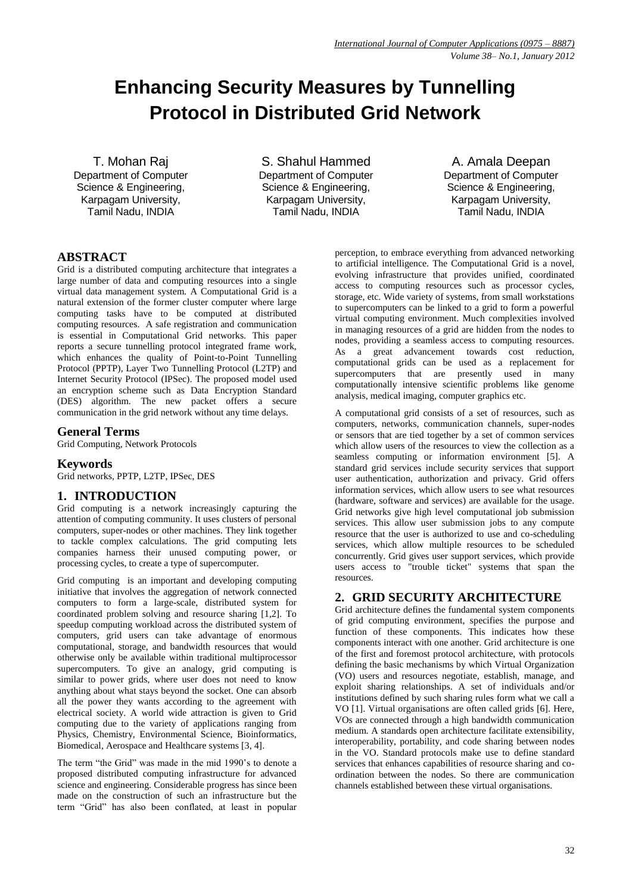# Enhancing Security Measures by Tunnelling Protocol in Distributed Grid Network

T. Mohan Raj
Department of Computer Science & Engineering, Karpagam University, Tamil Nadu, INDIA

S. Shahul Hammed
Department of Computer Science & Engineering, Karpagam University, Tamil Nadu, INDIA

A. Amala Deepan
Department of Computer Science & Engineering, Karpagam University, Tamil Nadu, INDIA

## ABSTRACT

Grid is a distributed computing architecture that integrates a large number of data and computing resources into a single virtual data management system. A Computational Grid is a natural extension of the former cluster computer where large computing tasks have to be computed at distributed computing resources. A safe registration and communication is essential in Computational Grid networks. This paper reports a secure tunnelling protocol integrated frame work, which enhances the quality of Point-to-Point Tunnelling Protocol (PPTP), Layer Two Tunnelling Protocol (L2TP) and Internet Security Protocol (IPSec). The proposed model used an encryption scheme such as Data Encryption Standard (DES) algorithm. The new packet offers a secure communication in the grid network without any time delays.

## General Terms

Grid Computing, Network Protocols

## Keywords

Grid networks, PPTP, L2TP, IPSec, DES

## 1. INTRODUCTION

Grid computing is a network increasingly capturing the attention of computing community. It uses clusters of personal computers, super-nodes or other machines. They link together to tackle complex calculations. The grid computing lets companies harness their unused computing power, or processing cycles, to create a type of supercomputer.

Grid computing is an important and developing computing initiative that involves the aggregation of network connected computers to form a large-scale, distributed system for coordinated problem solving and resource sharing [1,2]. To speedup computing workload across the distributed system of computers, grid users can take advantage of enormous computational, storage, and bandwidth resources that would otherwise only be available within traditional multiprocessor supercomputers. To give an analogy, grid computing is similar to power grids, where user does not need to know anything about what stays beyond the socket. One can absorb all the power they wants according to the agreement with electrical society. A world wide attraction is given to Grid computing due to the variety of applications ranging from Physics, Chemistry, Environmental Science, Bioinformatics, Biomedical, Aerospace and Healthcare systems [3, 4].

The term "the Grid" was made in the mid 1990's to denote a proposed distributed computing infrastructure for advanced science and engineering. Considerable progress has since been made on the construction of such an infrastructure but the term "Grid" has also been conflated, at least in popular perception, to embrace everything from advanced networking to artificial intelligence. The Computational Grid is a novel, evolving infrastructure that provides unified, coordinated access to computing resources such as processor cycles, storage, etc. Wide variety of systems, from small workstations to supercomputers can be linked to a grid to form a powerful virtual computing environment. Much complexities involved in managing resources of a grid are hidden from the nodes to nodes, providing a seamless access to computing resources. As a great advancement towards cost reduction, computational grids can be used as a replacement for supercomputers that are presently used in many computationally intensive scientific problems like genome analysis, medical imaging, computer graphics etc.

A computational grid consists of a set of resources, such as computers, networks, communication channels, super-nodes or sensors that are tied together by a set of common services which allow users of the resources to view the collection as a seamless computing or information environment [5]. A standard grid services include security services that support user authentication, authorization and privacy. Grid offers information services, which allow users to see what resources (hardware, software and services) are available for the usage. Grid networks give high level computational job submission services. This allow user submission jobs to any compute resource that the user is authorized to use and co-scheduling services, which allow multiple resources to be scheduled concurrently. Grid gives user support services, which provide users access to "trouble ticket" systems that span the resources.

## 2. GRID SECURITY ARCHITECTURE

Grid architecture defines the fundamental system components of grid computing environment, specifies the purpose and function of these components. This indicates how these components interact with one another. Grid architecture is one of the first and foremost protocol architecture, with protocols defining the basic mechanisms by which Virtual Organization (VO) users and resources negotiate, establish, manage, and exploit sharing relationships. A set of individuals and/or institutions defined by such sharing rules form what we call a VO [1]. Virtual organisations are often called grids [6]. Here, VOs are connected through a high bandwidth communication medium. A standards open architecture facilitate extensibility, interoperability, portability, and code sharing between nodes in the VO. Standard protocols make use to define standard services that enhances capabilities of resource sharing and co-ordination between the nodes. So there are communication channels established between these virtual organisations.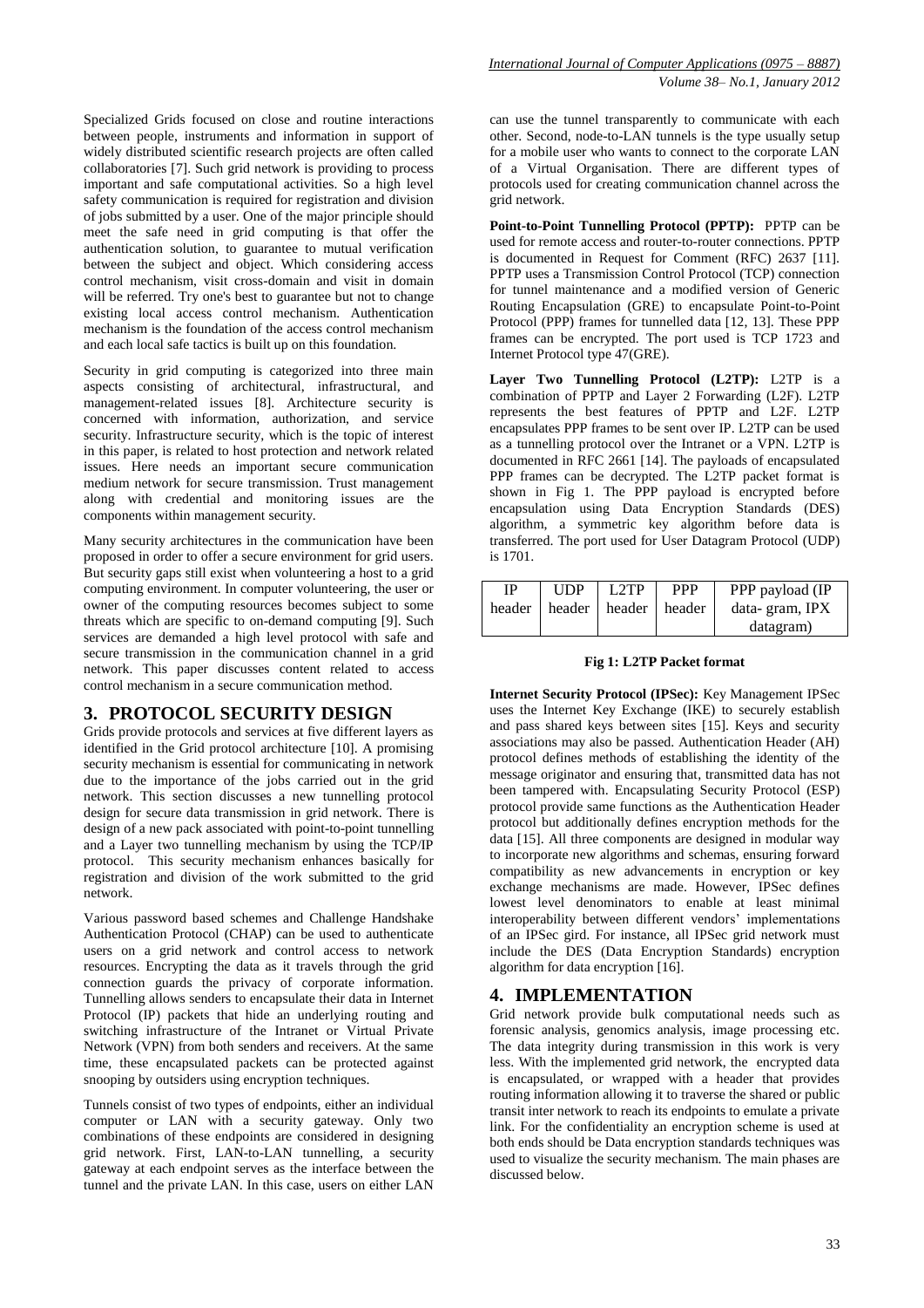Specialized Grids focused on close and routine interactions between people, instruments and information in support of widely distributed scientific research projects are often called collaboratories [7]. Such grid network is providing to process important and safe computational activities. So a high level safety communication is required for registration and division of jobs submitted by a user. One of the major principle should meet the safe need in grid computing is that offer the authentication solution, to guarantee to mutual verification between the subject and object. Which considering access control mechanism, visit cross-domain and visit in domain will be referred. Try one's best to guarantee but not to change existing local access control mechanism. Authentication mechanism is the foundation of the access control mechanism and each local safe tactics is built up on this foundation.

Security in grid computing is categorized into three main aspects consisting of architectural, infrastructural, and management-related issues [8]. Architecture security is concerned with information, authorization, and service security. Infrastructure security, which is the topic of interest in this paper, is related to host protection and network related issues. Here needs an important secure communication medium network for secure transmission. Trust management along with credential and monitoring issues are the components within management security.

Many security architectures in the communication have been proposed in order to offer a secure environment for grid users. But security gaps still exist when volunteering a host to a grid computing environment. In computer volunteering, the user or owner of the computing resources becomes subject to some threats which are specific to on-demand computing [9]. Such services are demanded a high level protocol with safe and secure transmission in the communication channel in a grid network. This paper discusses content related to access control mechanism in a secure communication method.

## 3. PROTOCOL SECURITY DESIGN

Grids provide protocols and services at five different layers as identified in the Grid protocol architecture [10]. A promising security mechanism is essential for communicating in network due to the importance of the jobs carried out in the grid network. This section discusses a new tunnelling protocol design for secure data transmission in grid network. There is design of a new pack associated with point-to-point tunnelling and a Layer two tunnelling mechanism by using the TCP/IP protocol. This security mechanism enhances basically for registration and division of the work submitted to the grid network.

Various password based schemes and Challenge Handshake Authentication Protocol (CHAP) can be used to authenticate users on a grid network and control access to network resources. Encrypting the data as it travels through the grid connection guards the privacy of corporate information. Tunnelling allows senders to encapsulate their data in Internet Protocol (IP) packets that hide an underlying routing and switching infrastructure of the Intranet or Virtual Private Network (VPN) from both senders and receivers. At the same time, these encapsulated packets can be protected against snooping by outsiders using encryption techniques.

Tunnels consist of two types of endpoints, either an individual computer or LAN with a security gateway. Only two combinations of these endpoints are considered in designing grid network. First, LAN-to-LAN tunnelling, a security gateway at each endpoint serves as the interface between the tunnel and the private LAN. In this case, users on either LAN can use the tunnel transparently to communicate with each other. Second, node-to-LAN tunnels is the type usually setup for a mobile user who wants to connect to the corporate LAN of a Virtual Organisation. There are different types of protocols used for creating communication channel across the grid network.

**Point-to-Point Tunnelling Protocol (PPTP):** PPTP can be used for remote access and router-to-router connections. PPTP is documented in Request for Comment (RFC) 2637 [11]. PPTP uses a Transmission Control Protocol (TCP) connection for tunnel maintenance and a modified version of Generic Routing Encapsulation (GRE) to encapsulate Point-to-Point Protocol (PPP) frames for tunnelled data [12, 13]. These PPP frames can be encrypted. The port used is TCP 1723 and Internet Protocol type 47(GRE).

**Layer Two Tunnelling Protocol (L2TP):** L2TP is a combination of PPTP and Layer 2 Forwarding (L2F). L2TP represents the best features of PPTP and L2F. L2TP encapsulates PPP frames to be sent over IP. L2TP can be used as a tunnelling protocol over the Intranet or a VPN. L2TP is documented in RFC 2661 [14]. The payloads of encapsulated PPP frames can be decrypted. The L2TP packet format is shown in Fig 1. The PPP payload is encrypted before encapsulation using Data Encryption Standards (DES) algorithm, a symmetric key algorithm before data is transferred. The port used for User Datagram Protocol (UDP) is 1701.

| IP header | UDP header | L2TP header | PPP header | PPP payload (IP data- gram, IPX datagram) |
|---|---|---|---|---|

**Fig 1: L2TP Packet format**

**Internet Security Protocol (IPSec):** Key Management IPSec uses the Internet Key Exchange (IKE) to securely establish and pass shared keys between sites [15]. Keys and security associations may also be passed. Authentication Header (AH) protocol defines methods of establishing the identity of the message originator and ensuring that, transmitted data has not been tampered with. Encapsulating Security Protocol (ESP) protocol provide same functions as the Authentication Header protocol but additionally defines encryption methods for the data [15]. All three components are designed in modular way to incorporate new algorithms and schemas, ensuring forward compatibility as new advancements in encryption or key exchange mechanisms are made. However, IPSec defines lowest level denominators to enable at least minimal interoperability between different vendors' implementations of an IPSec gird. For instance, all IPSec grid network must include the DES (Data Encryption Standards) encryption algorithm for data encryption [16].

## 4. IMPLEMENTATION

Grid network provide bulk computational needs such as forensic analysis, genomics analysis, image processing etc. The data integrity during transmission in this work is very less. With the implemented grid network, the encrypted data is encapsulated, or wrapped with a header that provides routing information allowing it to traverse the shared or public transit inter network to reach its endpoints to emulate a private link. For the confidentiality an encryption scheme is used at both ends should be Data encryption standards techniques was used to visualize the security mechanism. The main phases are discussed below.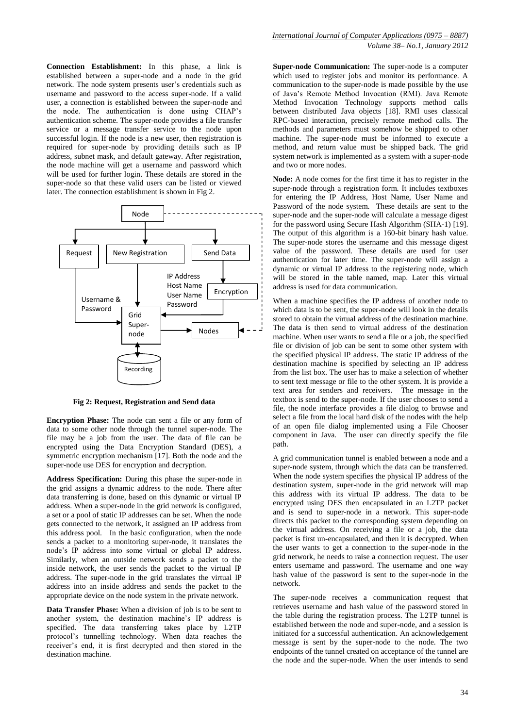**Connection Establishment:** In this phase, a link is established between a super-node and a node in the grid network. The node system presents user's credentials such as username and password to the access super-node. If a valid user, a connection is established between the super-node and the node. The authentication is done using CHAP's authentication scheme. The super-node provides a file transfer service or a message transfer service to the node upon successful login. If the node is a new user, then registration is required for super-node by providing details such as IP address, subnet mask, and default gateway. After registration, the node machine will get a username and password which will be used for further login. These details are stored in the super-node so that these valid users can be listed or viewed later. The connection establishment is shown in Fig 2.

**Fig 2: Request, Registration and Send data**

**Encryption Phase:** The node can sent a file or any form of data to some other node through the tunnel super-node. The file may be a job from the user. The data of file can be encrypted using the Data Encryption Standard (DES), a symmetric encryption mechanism [17]. Both the node and the super-node use DES for encryption and decryption.

**Address Specification:** During this phase the super-node in the grid assigns a dynamic address to the node. There after data transferring is done, based on this dynamic or virtual IP address. When a super-node in the grid network is configured, a set or a pool of static IP addresses can be set. When the node gets connected to the network, it assigned an IP address from this address pool. In the basic configuration, when the node sends a packet to a monitoring super-node, it translates the node's IP address into some virtual or global IP address. Similarly, when an outside network sends a packet to the inside network, the user sends the packet to the virtual IP address. The super-node in the grid translates the virtual IP address into an inside address and sends the packet to the appropriate device on the node system in the private network.

**Data Transfer Phase:** When a division of job is to be sent to another system, the destination machine's IP address is specified. The data transferring takes place by L2TP protocol's tunnelling technology. When data reaches the receiver's end, it is first decrypted and then stored in the destination machine.

**Super-node Communication:** The super-node is a computer which used to register jobs and monitor its performance. A communication to the super-node is made possible by the use of Java's Remote Method Invocation (RMI). Java Remote Method Invocation Technology supports method calls between distributed Java objects [18]. RMI uses classical RPC-based interaction, precisely remote method calls. The methods and parameters must somehow be shipped to other machine. The super-node must be informed to execute a method, and return value must be shipped back. The grid system network is implemented as a system with a super-node and two or more nodes.

**Node:** A node comes for the first time it has to register in the super-node through a registration form. It includes textboxes for entering the IP Address, Host Name, User Name and Password of the node system. These details are sent to the super-node and the super-node will calculate a message digest for the password using Secure Hash Algorithm (SHA-1) [19]. The output of this algorithm is a 160-bit binary hash value. The super-node stores the username and this message digest value of the password. These details are used for user authentication for later time. The super-node will assign a dynamic or virtual IP address to the registering node, which will be stored in the table named, map. Later this virtual address is used for data communication.

When a machine specifies the IP address of another node to which data is to be sent, the super-node will look in the details stored to obtain the virtual address of the destination machine. The data is then send to virtual address of the destination machine. When user wants to send a file or a job, the specified file or division of job can be sent to some other system with the specified physical IP address. The static IP address of the destination machine is specified by selecting an IP address from the list box. The user has to make a selection of whether to sent text message or file to the other system. It is provide a text area for senders and receivers. The message in the textbox is send to the super-node. If the user chooses to send a file, the node interface provides a file dialog to browse and select a file from the local hard disk of the nodes with the help of an open file dialog implemented using a File Chooser component in Java. The user can directly specify the file path.

A grid communication tunnel is enabled between a node and a super-node system, through which the data can be transferred. When the node system specifies the physical IP address of the destination system, super-node in the grid network will map this address with its virtual IP address. The data to be encrypted using DES then encapsulated in an L2TP packet and is send to super-node in a network. This super-node directs this packet to the corresponding system depending on the virtual address. On receiving a file or a job, the data packet is first un-encapsulated, and then it is decrypted. When the user wants to get a connection to the super-node in the grid network, he needs to raise a connection request. The user enters username and password. The username and one way hash value of the password is sent to the super-node in the network.

The super-node receives a communication request that retrieves username and hash value of the password stored in the table during the registration process. The L2TP tunnel is established between the node and super-node, and a session is initiated for a successful authentication. An acknowledgement message is sent by the super-node to the node. The two endpoints of the tunnel created on acceptance of the tunnel are the node and the super-node. When the user intends to send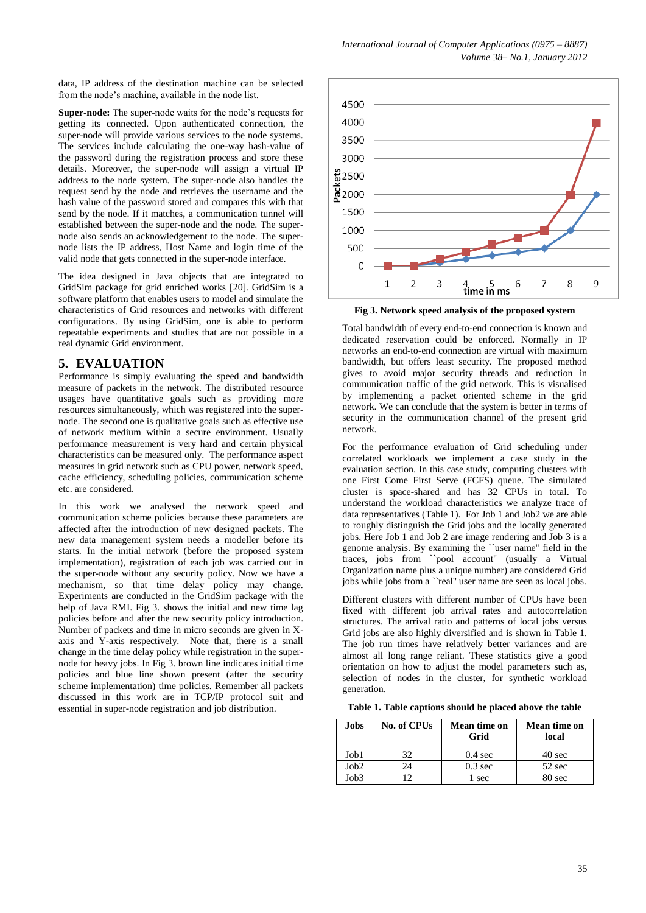data, IP address of the destination machine can be selected from the node's machine, available in the node list.

**Super-node:** The super-node waits for the node's requests for getting its connected. Upon authenticated connection, the super-node will provide various services to the node systems. The services include calculating the one-way hash-value of the password stored during the registration process and store these details. Moreover, the super-node will assign a virtual IP address to the node system. The super-node also handles the request send by the node and retrieves the username and the hash value of the password stored and compares this with that send by the node. If it matches, a communication tunnel will established between the super-node and the node. The super-node also sends an acknowledgement to the node. The super-node lists the IP address, Host Name and login time of the valid node that gets connected in the super-node interface.

The idea designed in Java objects that are integrated to GridSim package for grid enriched works [20]. GridSim is a software platform that enables users to model and simulate the characteristics of Grid resources and networks with different configurations. By using GridSim, one is able to perform repeatable experiments and studies that are not possible in a real dynamic Grid environment.

## 5. EVALUATION

Performance is simply evaluating the speed and bandwidth measure of packets in the network. The distributed resource usages have quantitative goals such as providing more resources simultaneously, which was registered into the super-node. The second one is qualitative goals such as effective use of network medium within a secure environment. Usually performance measurement is very hard and certain physical characteristics can be measured only. The performance aspect measures in grid network such as CPU power, network speed, cache efficiency, scheduling policies, communication scheme etc. are considered.

In this work we analysed the network speed and communication scheme policies because these parameters are affected after the introduction of new designed packets. The new data management system needs a modeller before its starts. In the initial network (before the proposed system implementation), registration of each job was carried out in the super-node without any security policy. Now we have a mechanism, so that time delay policy may change. Experiments are conducted in the GridSim package with the help of Java RMI. Fig 3. shows the initial and new time lag policies before and after the new security policy introduction. Number of packets and time in micro seconds are given in X-axis and Y-axis respectively. Note that, there is a small change in the time delay policy while registration in the super-node for heavy jobs. In Fig 3. brown line indicates initial time policies and blue line shown present (after the security scheme implementation) time policies. Remember all packets discussed in this work are in TCP/IP protocol suit and essential in super-node registration and job distribution.

**Fig 3. Network speed analysis of the proposed system**

Total bandwidth of every end-to-end connection is known and dedicated reservation could be enforced. Normally in IP networks an end-to-end connection are virtual with maximum bandwidth, but offers least security. The proposed method gives to avoid major security threads and reduction in communication traffic of the grid network. This is visualised by implementing a packet oriented scheme in the grid network. We can conclude that the system is better in terms of security in the communication channel of the present grid network.

For the performance evaluation of Grid scheduling under correlated workloads we implement a case study in the evaluation section. In this case study, computing clusters with one First Come First Serve (FCFS) queue. The simulated cluster is space-shared and has 32 CPUs in total. To understand the workload characteristics we analyze trace of data representatives (Table 1). For Job 1 and Job2 we are able to roughly distinguish the Grid jobs and the locally generated jobs. Here Job 1 and Job 2 are image rendering and Job 3 is a genome analysis. By examining the ``user name'' field in the traces, jobs from ``pool account'' (usually a Virtual Organization name plus a unique number) are considered Grid jobs while jobs from a ``real'' user name are seen as local jobs.

Different clusters with different number of CPUs have been fixed with different job arrival rates and autocorrelation structures. The arrival ratio and patterns of local jobs versus Grid jobs are also highly diversified and is shown in Table 1. The job run times have relatively better variances and are almost all long range reliant. These statistics give a good orientation on how to adjust the model parameters such as, selection of nodes in the cluster, for synthetic workload generation.

**Table 1. Table captions should be placed above the table**

| Jobs | No. of CPUs | Mean time on Grid | Mean time on local |
|---|---|---|---|
| Job1 | 32 | 0.4 sec | 40 sec |
| Job2 | 24 | 0.3 sec | 52 sec |
| Job3 | 12 | 1 sec | 80 sec |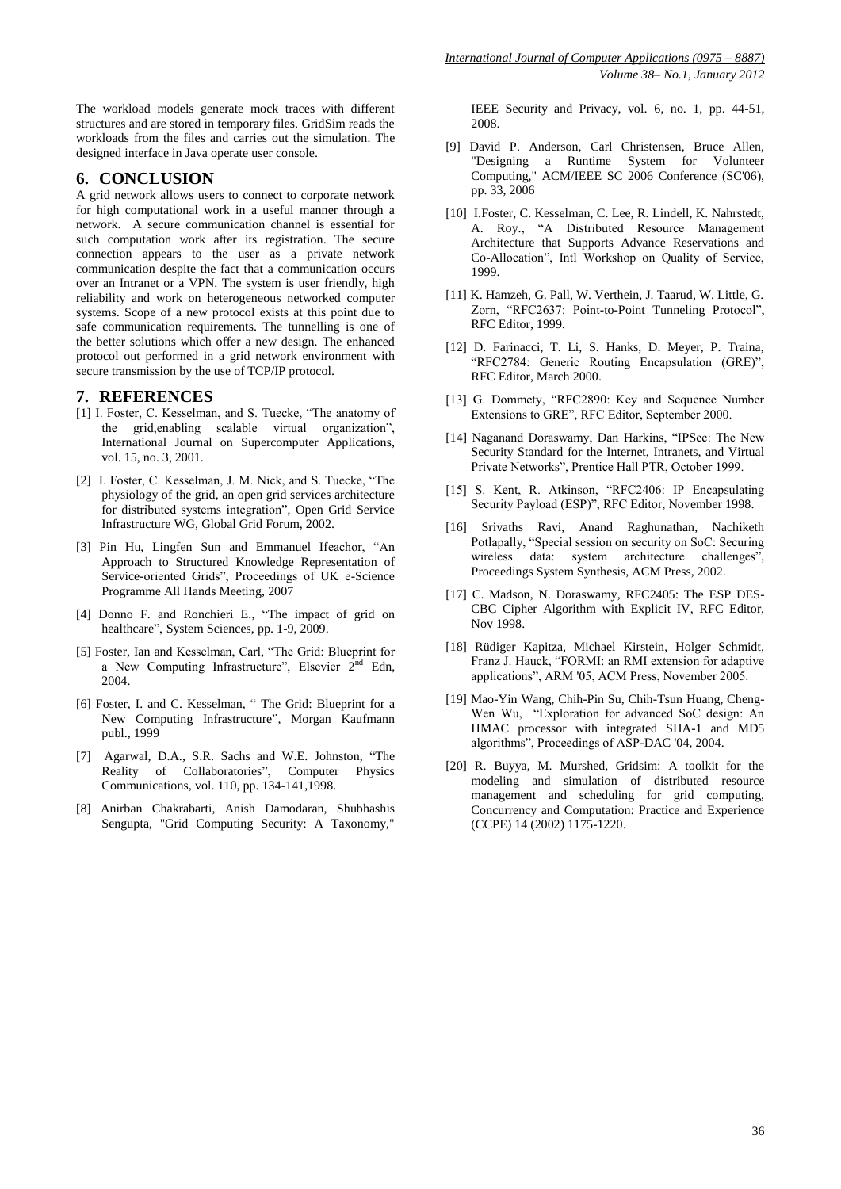The workload models generate mock traces with different structures and are stored in temporary files. GridSim reads the workloads from the files and carries out the simulation. The designed interface in Java operate user console.

## 6. CONCLUSION

A grid network allows users to connect to corporate network for high computational work in a useful manner through a network. A secure communication channel is essential for such computation work after its registration. The secure connection appears to the user as a private network communication despite the fact that a communication occurs over an Intranet or a VPN. The system is user friendly, high reliability and work on heterogeneous networked computer systems. Scope of a new protocol exists at this point due to safe communication requirements. The tunnelling is one of the better solutions which offer a new design. The enhanced protocol out performed in a grid network environment with secure transmission by the use of TCP/IP protocol.

## 7. REFERENCES

[1] I. Foster, C. Kesselman, and S. Tuecke, "The anatomy of the grid,enabling scalable virtual organization", International Journal on Supercomputer Applications, vol. 15, no. 3, 2001.

[2] I. Foster, C. Kesselman, J. M. Nick, and S. Tuecke, "The physiology of the grid, an open grid services architecture for distributed systems integration", Open Grid Service Infrastructure WG, Global Grid Forum, 2002.

[3] Pin Hu, Lingfen Sun and Emmanuel Ifeachor, "An Approach to Structured Knowledge Representation of Service-oriented Grids", Proceedings of UK e-Science Programme All Hands Meeting, 2007

[4] Donno F. and Ronchieri E., "The impact of grid on healthcare", System Sciences, pp. 1-9, 2009.

[5] Foster, Ian and Kesselman, Carl, "The Grid: Blueprint for a New Computing Infrastructure", Elsevier 2nd Edn, 2004.

[6] Foster, I. and C. Kesselman, " The Grid: Blueprint for a New Computing Infrastructure", Morgan Kaufmann publ., 1999

[7] Agarwal, D.A., S.R. Sachs and W.E. Johnston, "The Reality of Collaboratories", Computer Physics Communications, vol. 110, pp. 134-141,1998.

[8] Anirban Chakrabarti, Anish Damodaran, Shubhashis Sengupta, "Grid Computing Security: A Taxonomy," IEEE Security and Privacy, vol. 6, no. 1, pp. 44-51, 2008.

[9] David P. Anderson, Carl Christensen, Bruce Allen, "Designing a Runtime System for Volunteer Computing," ACM/IEEE SC 2006 Conference (SC'06), pp. 33, 2006

[10] I.Foster, C. Kesselman, C. Lee, R. Lindell, K. Nahrstedt, A. Roy., "A Distributed Resource Management Architecture that Supports Advance Reservations and Co-Allocation", Intl Workshop on Quality of Service, 1999.

[11] K. Hamzeh, G. Pall, W. Verthein, J. Taarud, W. Little, G. Zorn, "RFC2637: Point-to-Point Tunneling Protocol", RFC Editor, 1999.

[12] D. Farinacci, T. Li, S. Hanks, D. Meyer, P. Traina, "RFC2784: Generic Routing Encapsulation (GRE)", RFC Editor, March 2000.

[13] G. Dommety, "RFC2890: Key and Sequence Number Extensions to GRE", RFC Editor, September 2000.

[14] Naganand Doraswamy, Dan Harkins, "IPSec: The New Security Standard for the Internet, Intranets, and Virtual Private Networks", Prentice Hall PTR, October 1999.

[15] S. Kent, R. Atkinson, "RFC2406: IP Encapsulating Security Payload (ESP)", RFC Editor, November 1998.

[16] Srivaths Ravi, Anand Raghunathan, Nachiketh Potlapally, "Special session on security on SoC: Securing wireless data: system architecture challenges", Proceedings System Synthesis, ACM Press, 2002.

[17] C. Madson, N. Doraswamy, RFC2405: The ESP DES-CBC Cipher Algorithm with Explicit IV, RFC Editor, Nov 1998.

[18] Rüdiger Kapitza, Michael Kirstein, Holger Schmidt, Franz J. Hauck, "FORMI: an RMI extension for adaptive applications", ARM '05, ACM Press, November 2005.

[19] Mao-Yin Wang, Chih-Pin Su, Chih-Tsun Huang, Cheng-Wen Wu, "Exploration for advanced SoC design: An HMAC processor with integrated SHA-1 and MD5 algorithms", Proceedings of ASP-DAC '04, 2004.

[20] R. Buyya, M. Murshed, Gridsim: A toolkit for the modeling and simulation of distributed resource management and scheduling for grid computing, Concurrency and Computation: Practice and Experience (CCPE) 14 (2002) 1175-1220.